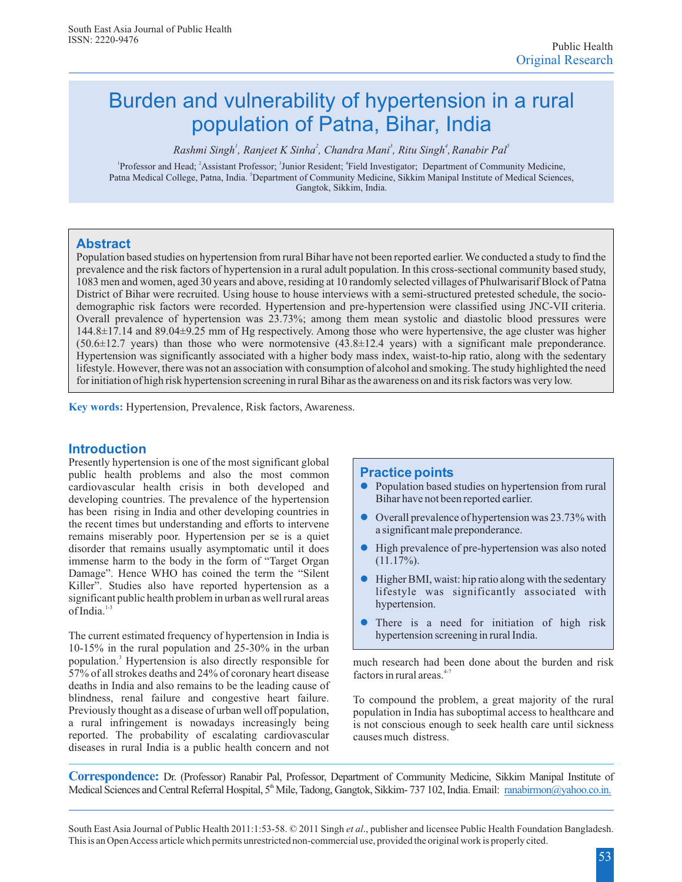Public Health
Original Research

# Burden and vulnerability of hypertension in a rural population of Patna, Bihar, India

*Rashmi Singh[1], Ranjeet K Sinha[2], Chandra Mani[3], Ritu Singh[4], Ranabir Pal[5]*

[1]Professor and Head; [2]Assistant Professor; [3]Junior Resident; [4]Field Investigator; Department of Community Medicine, Patna Medical College, Patna, India. [5]Department of Community Medicine, Sikkim Manipal Institute of Medical Sciences, Gangtok, Sikkim, India.

## Abstract

Population based studies on hypertension from rural Bihar have not been reported earlier. We conducted a study to find the prevalence and the risk factors of hypertension in a rural adult population. In this cross-sectional community based study, 1083 men and women, aged 30 years and above, residing at 10 randomly selected villages of Phulwarisarif Block of Patna District of Bihar were recruited. Using house to house interviews with a semi-structured pretested schedule, the socio-demographic risk factors were recorded. Hypertension and pre-hypertension were classified using JNC-VII criteria. Overall prevalence of hypertension was 23.73%; among them mean systolic and diastolic blood pressures were 144.8±17.14 and 89.04±9.25 mm of Hg respectively. Among those who were hypertensive, the age cluster was higher (50.6±12.7 years) than those who were normotensive (43.8±12.4 years) with a significant male preponderance. Hypertension was significantly associated with a higher body mass index, waist-to-hip ratio, along with the sedentary lifestyle. However, there was not an association with consumption of alcohol and smoking. The study highlighted the need for initiation of high risk hypertension screening in rural Bihar as the awareness on and its risk factors was very low.

**Key words:** Hypertension, Prevalence, Risk factors, Awareness.

## Introduction

Presently hypertension is one of the most significant global public health problems and also the most common cardiovascular health crisis in both developed and developing countries. The prevalence of the hypertension has been rising in India and other developing countries in the recent times but understanding and efforts to intervene remains miserably poor. Hypertension per se is a quiet disorder that remains usually asymptomatic until it does immense harm to the body in the form of "Target Organ Damage". Hence WHO has coined the term the "Silent Killer". Studies also have reported hypertension as a significant public health problem in urban as well rural areas of India.[1-3]

The current estimated frequency of hypertension in India is 10-15% in the rural population and 25-30% in the urban population.[3] Hypertension is also directly responsible for 57% of all strokes deaths and 24% of coronary heart disease deaths in India and also remains to be the leading cause of blindness, renal failure and congestive heart failure. Previously thought as a disease of urban well off population, a rural infringement is nowadays increasingly being reported. The probability of escalating cardiovascular diseases in rural India is a public health concern and not much research had been done about the burden and risk factors in rural areas.[4-7]

### Practice points

- Population based studies on hypertension from rural Bihar have not been reported earlier.
- Overall prevalence of hypertension was 23.73% with a significant male preponderance.
- High prevalence of pre-hypertension was also noted (11.17%).
- Higher BMI, waist: hip ratio along with the sedentary lifestyle was significantly associated with hypertension.
- There is a need for initiation of high risk hypertension screening in rural India.

To compound the problem, a great majority of the rural population in India has suboptimal access to healthcare and is not conscious enough to seek health care until sickness causes much distress.

**Correspondence:** Dr. (Professor) Ranabir Pal, Professor, Department of Community Medicine, Sikkim Manipal Institute of Medical Sciences and Central Referral Hospital, 5th Mile, Tadong, Gangtok, Sikkim- 737 102, India. Email: ranabirmon@yahoo.co.in.

South East Asia Journal of Public Health 2011:1:53-58. © 2011 Singh *et al*., publisher and licensee Public Health Foundation Bangladesh. This is an Open Access article which permits unrestricted non-commercial use, provided the original work is properly cited.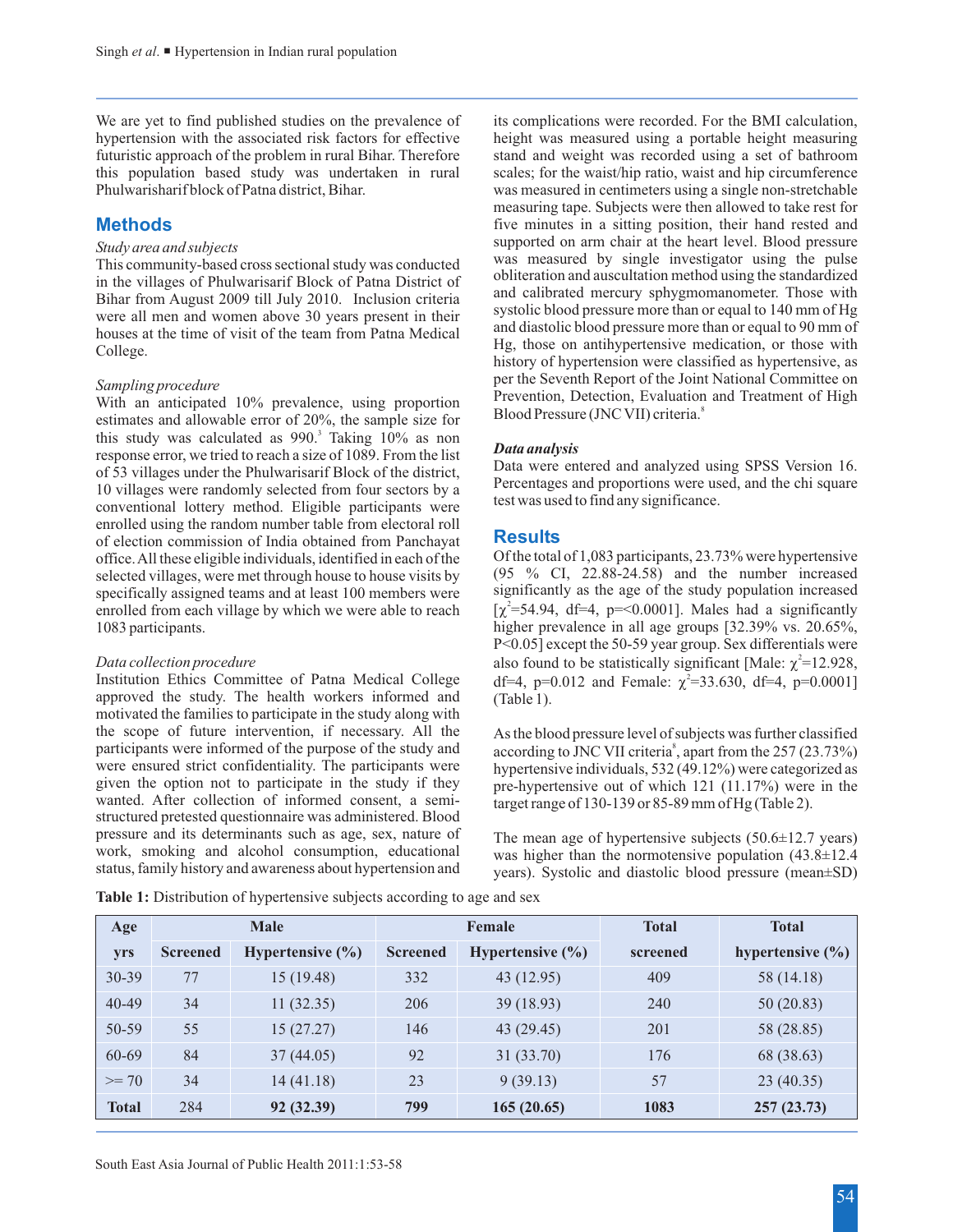We are yet to find published studies on the prevalence of hypertension with the associated risk factors for effective futuristic approach of the problem in rural Bihar. Therefore this population based study was undertaken in rural Phulwarisharif block of Patna district, Bihar.

## Methods

*Study area and subjects*

This community-based cross sectional study was conducted in the villages of Phulwarisarif Block of Patna District of Bihar from August 2009 till July 2010. Inclusion criteria were all men and women above 30 years present in their houses at the time of visit of the team from Patna Medical College.

*Sampling procedure*

With an anticipated 10% prevalence, using proportion estimates and allowable error of 20%, the sample size for this study was calculated as 990.[3] Taking 10% as non response error, we tried to reach a size of 1089. From the list of 53 villages under the Phulwarisarif Block of the district, 10 villages were randomly selected from four sectors by a conventional lottery method. Eligible participants were enrolled using the random number table from electoral roll of election commission of India obtained from Panchayat office. All these eligible individuals, identified in each of the selected villages, were met through house to house visits by specifically assigned teams and at least 100 members were enrolled from each village by which we were able to reach 1083 participants.

*Data collection procedure*

Institution Ethics Committee of Patna Medical College approved the study. The health workers informed and motivated the families to participate in the study along with the scope of future intervention, if necessary. All the participants were informed of the purpose of the study and were ensured strict confidentiality. The participants were given the option not to participate in the study if they wanted. After collection of informed consent, a semi-structured pretested questionnaire was administered. Blood pressure and its determinants such as age, sex, nature of work, smoking and alcohol consumption, educational status, family history and awareness about hypertension and its complications were recorded. For the BMI calculation, height was measured using a portable height measuring stand and weight was recorded using a set of bathroom scales; for the waist/hip ratio, waist and hip circumference was measured in centimeters using a single non-stretchable measuring tape. Subjects were then allowed to take rest for five minutes in a sitting position, their hand rested and supported on arm chair at the heart level. Blood pressure was measured by single investigator using the pulse obliteration and auscultation method using the standardized and calibrated mercury sphygmomanometer. Those with systolic blood pressure more than or equal to 140 mm of Hg and diastolic blood pressure more than or equal to 90 mm of Hg, those on antihypertensive medication, or those with history of hypertension were classified as hypertensive, as per the Seventh Report of the Joint National Committee on Prevention, Detection, Evaluation and Treatment of High Blood Pressure (JNC VII) criteria.[8]

***Data analysis***

Data were entered and analyzed using SPSS Version 16. Percentages and proportions were used, and the chi square test was used to find any significance.

## Results

Of the total of 1,083 participants, 23.73% were hypertensive (95 % CI, 22.88-24.58) and the number increased significantly as the age of the study population increased [$\chi^2$=54.94, df=4, p=<0.0001]. Males had a significantly higher prevalence in all age groups [32.39% vs. 20.65%, P<0.05] except the 50-59 year group. Sex differentials were also found to be statistically significant [Male: $\chi^2$=12.928, df=4, p=0.012 and Female: $\chi^2$=33.630, df=4, p=0.0001] (Table 1).

As the blood pressure level of subjects was further classified according to JNC VII criteria[8], apart from the 257 (23.73%) hypertensive individuals, 532 (49.12%) were categorized as pre-hypertensive out of which 121 (11.17%) were in the target range of 130-139 or 85-89 mm of Hg (Table 2).

The mean age of hypertensive subjects (50.6±12.7 years) was higher than the normotensive population (43.8±12.4 years). Systolic and diastolic blood pressure (mean±SD)

**Table 1:** Distribution of hypertensive subjects according to age and sex

| Age | Male | | Female | | Total | Total |
|---|---|---|---|---|---|---|
| yrs | Screened | Hypertensive (%) | Screened | Hypertensive (%) | screened | hypertensive (%) |
| 30-39 | 77 | 15 (19.48) | 332 | 43 (12.95) | 409 | 58 (14.18) |
| 40-49 | 34 | 11 (32.35) | 206 | 39 (18.93) | 240 | 50 (20.83) |
| 50-59 | 55 | 15 (27.27) | 146 | 43 (29.45) | 201 | 58 (28.85) |
| 60-69 | 84 | 37 (44.05) | 92 | 31 (33.70) | 176 | 68 (38.63) |
| >= 70 | 34 | 14 (41.18) | 23 | 9 (39.13) | 57 | 23 (40.35) |
| **Total** | 284 | **92 (32.39)** | **799** | **165 (20.65)** | **1083** | **257 (23.73)** |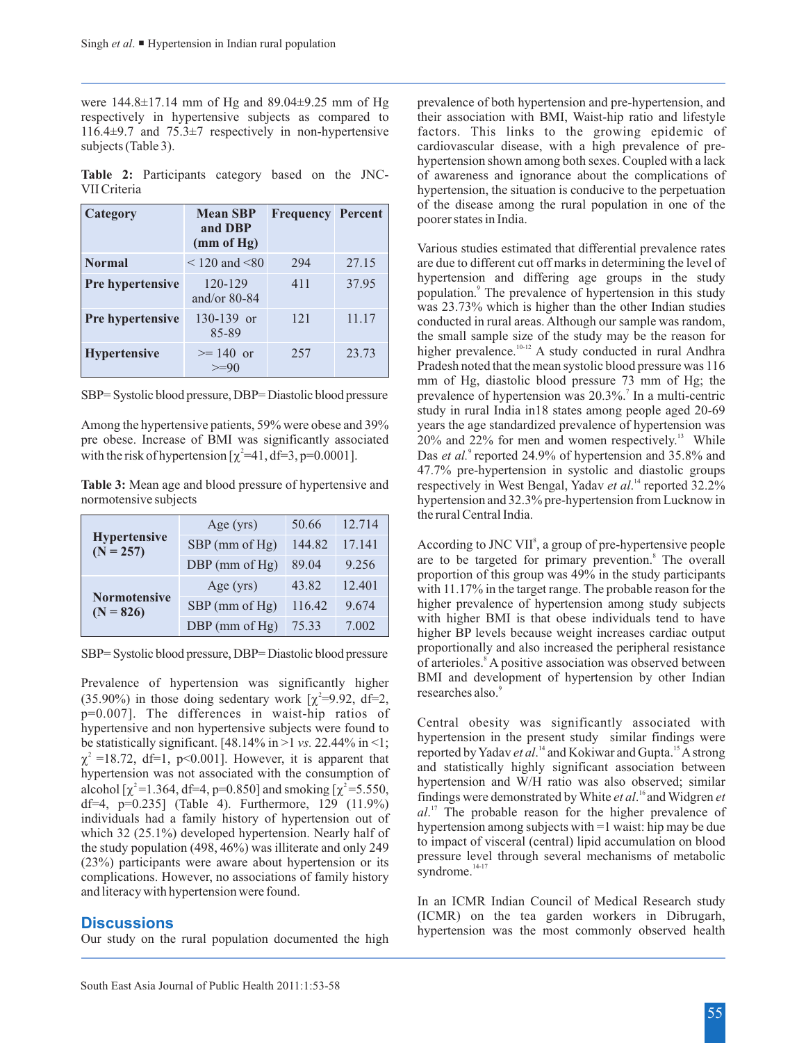were 144.8±17.14 mm of Hg and 89.04±9.25 mm of Hg respectively in hypertensive subjects as compared to 116.4±9.7 and 75.3±7 respectively in non-hypertensive subjects (Table 3).

**Table 2:** Participants category based on the JNC-VII Criteria

| Category | Mean SBP and DBP (mm of Hg) | Frequency | Percent |
|---|---|---|---|
| **Normal** | < 120 and <80 | 294 | 27.15 |
| **Pre hypertensive** | 120-129 and/or 80-84 | 411 | 37.95 |
| **Pre hypertensive** | 130-139 or 85-89 | 121 | 11.17 |
| **Hypertensive** | >= 140 or >=90 | 257 | 23.73 |

SBP= Systolic blood pressure, DBP= Diastolic blood pressure

Among the hypertensive patients, 59% were obese and 39% pre obese. Increase of BMI was significantly associated with the risk of hypertension [$\chi^2$=41, df=3, p=0.0001].

**Table 3:** Mean age and blood pressure of hypertensive and normotensive subjects

| | | | |
|---|---|---|---|
| **Hypertensive (N = 257)** | Age (yrs) | 50.66 | 12.714 |
| | SBP (mm of Hg) | 144.82 | 17.141 |
| | DBP (mm of Hg) | 89.04 | 9.256 |
| **Normotensive (N = 826)** | Age (yrs) | 43.82 | 12.401 |
| | SBP (mm of Hg) | 116.42 | 9.674 |
| | DBP (mm of Hg) | 75.33 | 7.002 |

SBP= Systolic blood pressure, DBP= Diastolic blood pressure

Prevalence of hypertension was significantly higher (35.90%) in those doing sedentary work [$\chi^2$=9.92, df=2, p=0.007]. The differences in waist-hip ratios of hypertensive and non hypertensive subjects were found to be statistically significant. [48.14% in >1 *vs.* 22.44% in <1; $\chi^2$ =18.72, df=1, p<0.001]. However, it is apparent that hypertension was not associated with the consumption of alcohol [$\chi^2$=1.364, df=4, p=0.850] and smoking [$\chi^2$=5.550, df=4, p=0.235] (Table 4). Furthermore, 129 (11.9%) individuals had a family history of hypertension out of which 32 (25.1%) developed hypertension. Nearly half of the study population (498, 46%) was illiterate and only 249 (23%) participants were aware about hypertension or its complications. However, no associations of family history and literacy with hypertension were found.

## Discussions

Our study on the rural population documented the high prevalence of both hypertension and pre-hypertension, and their association with BMI, Waist-hip ratio and lifestyle factors. This links to the growing epidemic of cardiovascular disease, with a high prevalence of pre-hypertension shown among both sexes. Coupled with a lack of awareness and ignorance about the complications of hypertension, the situation is conducive to the perpetuation of the disease among the rural population in one of the poorer states in India.

Various studies estimated that differential prevalence rates are due to different cut off marks in determining the level of hypertension and differing age groups in the study population.[9] The prevalence of hypertension in this study was 23.73% which is higher than the other Indian studies conducted in rural areas. Although our sample was random, the small sample size of the study may be the reason for higher prevalence.[10-12] A study conducted in rural Andhra Pradesh noted that the mean systolic blood pressure was 116 mm of Hg, diastolic blood pressure 73 mm of Hg; the prevalence of hypertension was 20.3%.[7] In a multi-centric study in rural India in18 states among people aged 20-69 years the age standardized prevalence of hypertension was 20% and 22% for men and women respectively.[13] While Das *et al.*[9] reported 24.9% of hypertension and 35.8% and 47.7% pre-hypertension in systolic and diastolic groups respectively in West Bengal, Yadav *et al.*[14] reported 32.2% hypertension and 32.3% pre-hypertension from Lucknow in the rural Central India.

According to JNC VII[8], a group of pre-hypertensive people are to be targeted for primary prevention.[8] The overall proportion of this group was 49% in the study participants with 11.17% in the target range. The probable reason for the higher prevalence of hypertension among study subjects with higher BMI is that obese individuals tend to have higher BP levels because weight increases cardiac output proportionally and also increased the peripheral resistance of arterioles.[8] A positive association was observed between BMI and development of hypertension by other Indian researches also.[9]

Central obesity was significantly associated with hypertension in the present study similar findings were reported by Yadav *et al.*[14] and Kokiwar and Gupta.[15] A strong and statistically highly significant association between hypertension and W/H ratio was also observed; similar findings were demonstrated by White *et al.*[16] and Widgren *et al.*[17] The probable reason for the higher prevalence of hypertension among subjects with =1 waist: hip may be due to impact of visceral (central) lipid accumulation on blood pressure level through several mechanisms of metabolic syndrome.[14-17]

In an ICMR Indian Council of Medical Research study (ICMR) on the tea garden workers in Dibrugarh, hypertension was the most commonly observed health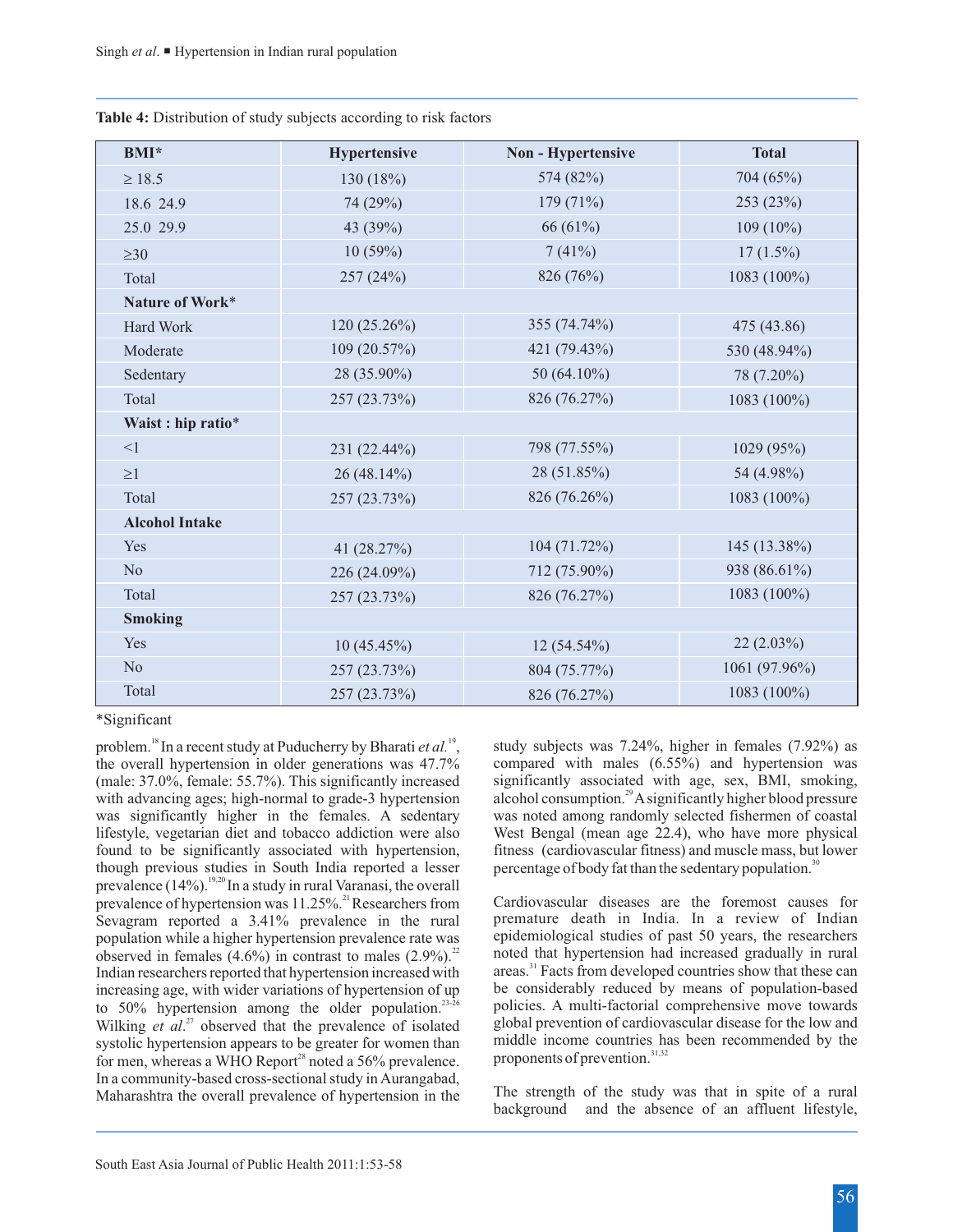**Table 4:** Distribution of study subjects according to risk factors

| BMI* | Hypertensive | Non - Hypertensive | Total |
|---|---|---|---|
| ≥ 18.5 | 130 (18%) | 574 (82%) | 704 (65%) |
| 18.6 24.9 | 74 (29%) | 179 (71%) | 253 (23%) |
| 25.0 29.9 | 43 (39%) | 66 (61%) | 109 (10%) |
| ≥30 | 10 (59%) | 7 (41%) | 17 (1.5%) |
| Total | 257 (24%) | 826 (76%) | 1083 (100%) |
| **Nature of Work*** | | | |
| Hard Work | 120 (25.26%) | 355 (74.74%) | 475 (43.86) |
| Moderate | 109 (20.57%) | 421 (79.43%) | 530 (48.94%) |
| Sedentary | 28 (35.90%) | 50 (64.10%) | 78 (7.20%) |
| Total | 257 (23.73%) | 826 (76.27%) | 1083 (100%) |
| **Waist : hip ratio*** | | | |
| <1 | 231 (22.44%) | 798 (77.55%) | 1029 (95%) |
| ≥1 | 26 (48.14%) | 28 (51.85%) | 54 (4.98%) |
| Total | 257 (23.73%) | 826 (76.26%) | 1083 (100%) |
| **Alcohol Intake** | | | |
| Yes | 41 (28.27%) | 104 (71.72%) | 145 (13.38%) |
| No | 226 (24.09%) | 712 (75.90%) | 938 (86.61%) |
| Total | 257 (23.73%) | 826 (76.27%) | 1083 (100%) |
| **Smoking** | | | |
| Yes | 10 (45.45%) | 12 (54.54%) | 22 (2.03%) |
| No | 257 (23.73%) | 804 (75.77%) | 1061 (97.96%) |
| Total | 257 (23.73%) | 826 (76.27%) | 1083 (100%) |

*Significant

problem.[18] In a recent study at Puducherry by Bharati *et al.*[19], the overall hypertension in older generations was 47.7% (male: 37.0%, female: 55.7%). This significantly increased with advancing ages; high-normal to grade-3 hypertension was significantly higher in the females. A sedentary lifestyle, vegetarian diet and tobacco addiction were also found to be significantly associated with hypertension, though previous studies in South India reported a lesser prevalence (14%).[19,20] In a study in rural Varanasi, the overall prevalence of hypertension was 11.25%.[21] Researchers from Sevagram reported a 3.41% prevalence in the rural population while a higher hypertension prevalence rate was observed in females (4.6%) in contrast to males (2.9%).[22] Indian researchers reported that hypertension increased with increasing age, with wider variations of hypertension of up to 50% hypertension among the older population.[23-26] Wilking *et al*.[27] observed that the prevalence of isolated systolic hypertension appears to be greater for women than for men, whereas a WHO Report[28] noted a 56% prevalence. In a community-based cross-sectional study in Aurangabad, Maharashtra the overall prevalence of hypertension in the study subjects was 7.24%, higher in females (7.92%) as compared with males (6.55%) and hypertension was significantly associated with age, sex, BMI, smoking, alcohol consumption.[29] A significantly higher blood pressure was noted among randomly selected fishermen of coastal West Bengal (mean age 22.4), who have more physical fitness (cardiovascular fitness) and muscle mass, but lower percentage of body fat than the sedentary population.[30]

Cardiovascular diseases are the foremost causes for premature death in India. In a review of Indian epidemiological studies of past 50 years, the researchers noted that hypertension had increased gradually in rural areas.[31] Facts from developed countries show that these can be considerably reduced by means of population-based policies. A multi-factorial comprehensive move towards global prevention of cardiovascular disease for the low and middle income countries has been recommended by the proponents of prevention.[31,32]

The strength of the study was that in spite of a rural background and the absence of an affluent lifestyle,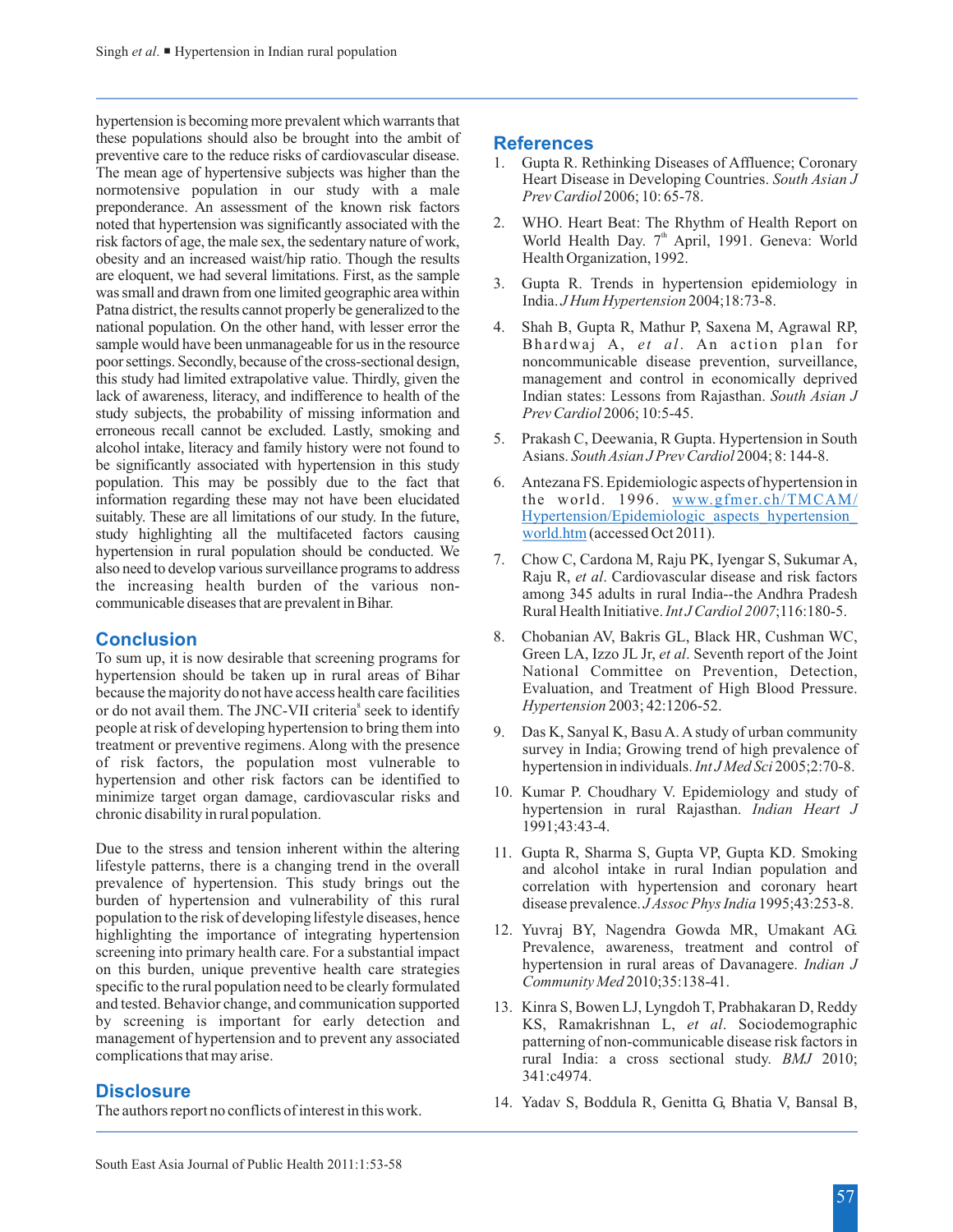hypertension is becoming more prevalent which warrants that these populations should also be brought into the ambit of preventive care to the reduce risks of cardiovascular disease. The mean age of hypertensive subjects was higher than the normotensive population in our study with a male preponderance. An assessment of the known risk factors noted that hypertension was significantly associated with the risk factors of age, the male sex, the sedentary nature of work, obesity and an increased waist/hip ratio. Though the results are eloquent, we had several limitations. First, as the sample was small and drawn from one limited geographic area within Patna district, the results cannot properly be generalized to the national population. On the other hand, with lesser error the sample would have been unmanageable for us in the resource poor settings. Secondly, because of the cross-sectional design, this study had limited extrapolative value. Thirdly, given the lack of awareness, literacy, and indifference to health of the study subjects, the probability of missing information and erroneous recall cannot be excluded. Lastly, smoking and alcohol intake, literacy and family history were not found to be significantly associated with hypertension in this study population. This may be possibly due to the fact that information regarding these may not have been elucidated suitably. These are all limitations of our study. In the future, study highlighting all the multifaceted factors causing hypertension in rural population should be conducted. We also need to develop various surveillance programs to address the increasing health burden of the various non-communicable diseases that are prevalent in Bihar.

## Conclusion

To sum up, it is now desirable that screening programs for hypertension should be taken up in rural areas of Bihar because the majority do not have access health care facilities or do not avail them. The JNC-VII criteria[8] seek to identify people at risk of developing hypertension to bring them into treatment or preventive regimens. Along with the presence of risk factors, the population most vulnerable to hypertension and other risk factors can be identified to minimize target organ damage, cardiovascular risks and chronic disability in rural population.

Due to the stress and tension inherent within the altering lifestyle patterns, there is a changing trend in the overall prevalence of hypertension. This study brings out the burden of hypertension and vulnerability of this rural population to the risk of developing lifestyle diseases, hence highlighting the importance of integrating hypertension screening into primary health care. For a substantial impact on this burden, unique preventive health care strategies specific to the rural population need to be clearly formulated and tested. Behavior change, and communication supported by screening is important for early detection and management of hypertension and to prevent any associated complications that may arise.

## Disclosure

The authors report no conflicts of interest in this work.

## References

1. Gupta R. Rethinking Diseases of Affluence; Coronary Heart Disease in Developing Countries. *South Asian J Prev Cardiol* 2006; 10: 65-78.
2. WHO. Heart Beat: The Rhythm of Health Report on World Health Day. 7th April, 1991. Geneva: World Health Organization, 1992.
3. Gupta R. Trends in hypertension epidemiology in India. *J Hum Hypertension* 2004;18:73-8.
4. Shah B, Gupta R, Mathur P, Saxena M, Agrawal RP, Bhardwaj A, *et al*. An action plan for noncommunicable disease prevention, surveillance, management and control in economically deprived Indian states: Lessons from Rajasthan. *South Asian J Prev Cardiol* 2006; 10:5-45.
5. Prakash C, Deewania, R Gupta. Hypertension in South Asians. *South Asian J Prev Cardiol* 2004; 8: 144-8.
6. Antezana FS. Epidemiologic aspects of hypertension in the world. 1996. www.gfmer.ch/TMCAM/Hypertension/Epidemiologic_aspects_hypertension_world.htm (accessed Oct 2011).
7. Chow C, Cardona M, Raju PK, Iyengar S, Sukumar A, Raju R, *et al*. Cardiovascular disease and risk factors among 345 adults in rural India--the Andhra Pradesh Rural Health Initiative. *Int J Cardiol 2007*;116:180-5.
8. Chobanian AV, Bakris GL, Black HR, Cushman WC, Green LA, Izzo JL Jr, *et al*. Seventh report of the Joint National Committee on Prevention, Detection, Evaluation, and Treatment of High Blood Pressure. *Hypertension* 2003; 42:1206-52.
9. Das K, Sanyal K, Basu A. A study of urban community survey in India; Growing trend of high prevalence of hypertension in individuals. *Int J Med Sci* 2005;2:70-8.
10. Kumar P. Choudhary V. Epidemiology and study of hypertension in rural Rajasthan. *Indian Heart J* 1991;43:43-4.
11. Gupta R, Sharma S, Gupta VP, Gupta KD. Smoking and alcohol intake in rural Indian population and correlation with hypertension and coronary heart disease prevalence. *J Assoc Phys India* 1995;43:253-8.
12. Yuvraj BY, Nagendra Gowda MR, Umakant AG. Prevalence, awareness, treatment and control of hypertension in rural areas of Davanagere. *Indian J Community Med* 2010;35:138-41.
13. Kinra S, Bowen LJ, Lyngdoh T, Prabhakaran D, Reddy KS, Ramakrishnan L, *et al*. Sociodemographic patterning of non-communicable disease risk factors in rural India: a cross sectional study. *BMJ* 2010; 341:c4974.
14. Yadav S, Boddula R, Genitta G, Bhatia V, Bansal B,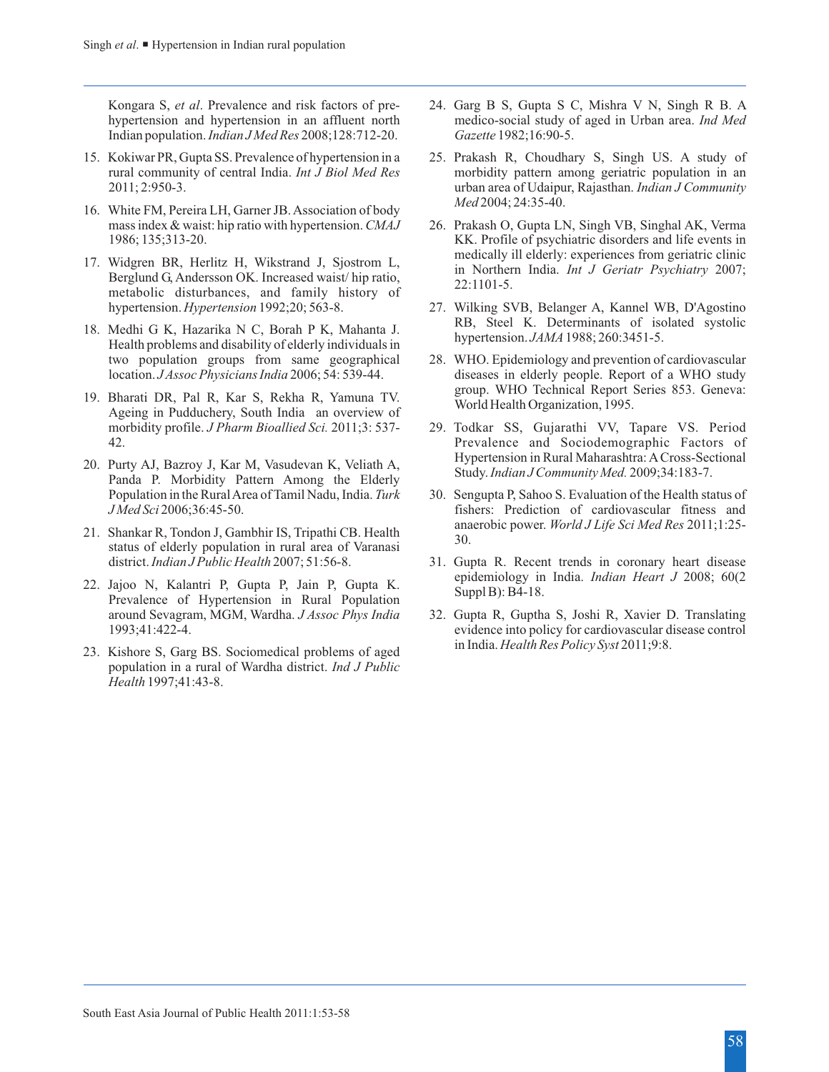Kongara S, *et al*. Prevalence and risk factors of pre-hypertension and hypertension in an affluent north Indian population. *Indian J Med Res* 2008;128:712-20.

15. Kokiwar PR, Gupta SS. Prevalence of hypertension in a rural community of central India. *Int J Biol Med Res* 2011; 2:950-3.

16. White FM, Pereira LH, Garner JB. Association of body mass index & waist: hip ratio with hypertension. *CMAJ* 1986; 135;313-20.

17. Widgren BR, Herlitz H, Wikstrand J, Sjostrom L, Berglund G, Andersson OK. Increased waist/ hip ratio, metabolic disturbances, and family history of hypertension. *Hypertension* 1992;20; 563-8.

18. Medhi G K, Hazarika N C, Borah P K, Mahanta J. Health problems and disability of elderly individuals in two population groups from same geographical location. *J Assoc Physicians India* 2006; 54: 539-44.

19. Bharati DR, Pal R, Kar S, Rekha R, Yamuna TV. Ageing in Pudduchery, South India an overview of morbidity profile. *J Pharm Bioallied Sci.* 2011;3: 537-42.

20. Purty AJ, Bazroy J, Kar M, Vasudevan K, Veliath A, Panda P. Morbidity Pattern Among the Elderly Population in the Rural Area of Tamil Nadu, India. *Turk J Med Sci* 2006;36:45-50.

21. Shankar R, Tondon J, Gambhir IS, Tripathi CB. Health status of elderly population in rural area of Varanasi district. *Indian J Public Health* 2007; 51:56-8.

22. Jajoo N, Kalantri P, Gupta P, Jain P, Gupta K. Prevalence of Hypertension in Rural Population around Sevagram, MGM, Wardha. *J Assoc Phys India* 1993;41:422-4.

23. Kishore S, Garg BS. Sociomedical problems of aged population in a rural of Wardha district. *Ind J Public Health* 1997;41:43-8.

24. Garg B S, Gupta S C, Mishra V N, Singh R B. A medico-social study of aged in Urban area. *Ind Med Gazette* 1982;16:90-5.

25. Prakash R, Choudhary S, Singh US. A study of morbidity pattern among geriatric population in an urban area of Udaipur, Rajasthan. *Indian J Community Med* 2004; 24:35-40.

26. Prakash O, Gupta LN, Singh VB, Singhal AK, Verma KK. Profile of psychiatric disorders and life events in medically ill elderly: experiences from geriatric clinic in Northern India. *Int J Geriatr Psychiatry* 2007; 22:1101-5.

27. Wilking SVB, Belanger A, Kannel WB, D'Agostino RB, Steel K. Determinants of isolated systolic hypertension. *JAMA* 1988; 260:3451-5.

28. WHO. Epidemiology and prevention of cardiovascular diseases in elderly people. Report of a WHO study group. WHO Technical Report Series 853. Geneva: World Health Organization, 1995.

29. Todkar SS, Gujarathi VV, Tapare VS. Period Prevalence and Sociodemographic Factors of Hypertension in Rural Maharashtra: A Cross-Sectional Study. *Indian J Community Med.* 2009;34:183-7.

30. Sengupta P, Sahoo S. Evaluation of the Health status of fishers: Prediction of cardiovascular fitness and anaerobic power. *World J Life Sci Med Res* 2011;1:25-30.

31. Gupta R. Recent trends in coronary heart disease epidemiology in India. *Indian Heart J* 2008; 60(2 Suppl B): B4-18.

32. Gupta R, Guptha S, Joshi R, Xavier D. Translating evidence into policy for cardiovascular disease control in India. *Health Res Policy Syst* 2011;9:8.